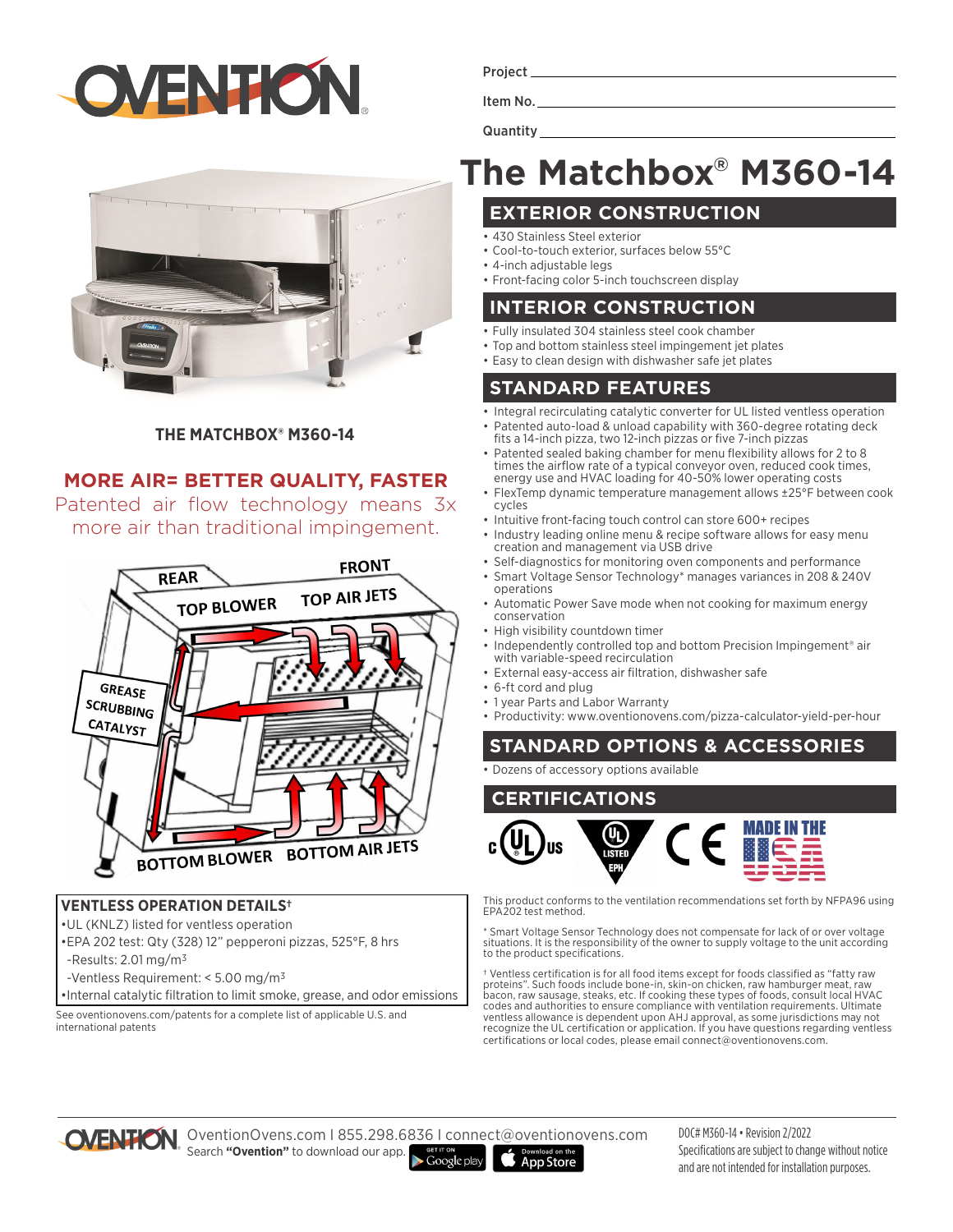Project ______________________

Item No. ______________________

Quantity ______________________

# The Matchbox® M360-14

## EXTERIOR CONSTRUCTION

- 430 Stainless Steel exterior
- Cool-to-touch exterior, surfaces below 55°C
- 4-inch adjustable legs
- Front-facing color 5-inch touchscreen display

## INTERIOR CONSTRUCTION

- Fully insulated 304 stainless steel cook chamber
- Top and bottom stainless steel impingement jet plates
- Easy to clean design with dishwasher safe jet plates

## STANDARD FEATURES

- Integral recirculating catalytic converter for UL listed ventless operation
- Patented auto-load & unload capability with 360-degree rotating deck fits a 14-inch pizza, two 12-inch pizzas or five 7-inch pizzas
- Patented sealed baking chamber for menu flexibility allows for 2 to 8 times the airflow rate of a typical conveyor oven, reduced cook times, energy use and HVAC loading for 40-50% lower operating costs
- FlexTemp dynamic temperature management allows ±25°F between cook cycles
- Intuitive front-facing touch control can store 600+ recipes
- Industry leading online menu & recipe software allows for easy menu creation and management via USB drive
- Self-diagnostics for monitoring oven components and performance
- Smart Voltage Sensor Technology* manages variances in 208 & 240V operations
- Automatic Power Save mode when not cooking for maximum energy conservation
- High visibility countdown timer
- Independently controlled top and bottom Precision Impingement® air with variable-speed recirculation
- External easy-access air filtration, dishwasher safe
- 6-ft cord and plug
- 1 year Parts and Labor Warranty
- Productivity: www.oventionovens.com/pizza-calculator-yield-per-hour

## STANDARD OPTIONS & ACCESSORIES

- Dozens of accessory options available

## CERTIFICATIONS

This product conforms to the ventilation recommendations set forth by NFPA96 using EPA202 test method.

\* Smart Voltage Sensor Technology does not compensate for lack of or over voltage situations. It is the responsibility of the owner to supply voltage to the unit according to the product specifications.

† Ventless certification is for all food items except for foods classified as "fatty raw proteins". Such foods include bone-in, skin-on chicken, raw hamburger meat, raw bacon, raw sausage, steaks, etc. If cooking these types of foods, consult local HVAC codes and authorities to ensure compliance with ventilation requirements. Ultimate ventless allowance is dependent upon AHJ approval, as some jurisdictions may not recognize the UL certification or application. If you have questions regarding ventless certifications or local codes, please email connect@oventionovens.com.

**THE MATCHBOX® M360-14**

## MORE AIR= BETTER QUALITY, FASTER

Patented air flow technology means 3x more air than traditional impingement.

### VENTLESS OPERATION DETAILS†

- UL (KNLZ) listed for ventless operation
- EPA 202 test: Qty (328) 12" pepperoni pizzas, 525°F, 8 hrs
  - Results: 2.01 mg/m³
  - Ventless Requirement: < 5.00 mg/m³
- Internal catalytic filtration to limit smoke, grease, and odor emissions

See oventionovens.com/patents for a complete list of applicable U.S. and international patents

OventionOvens.com | 855.298.6836 | connect@oventionovens.com
Search **"Ovention"** to download our app.

DOC# M360-14 • Revision 2/2022
Specifications are subject to change without notice and are not intended for installation purposes.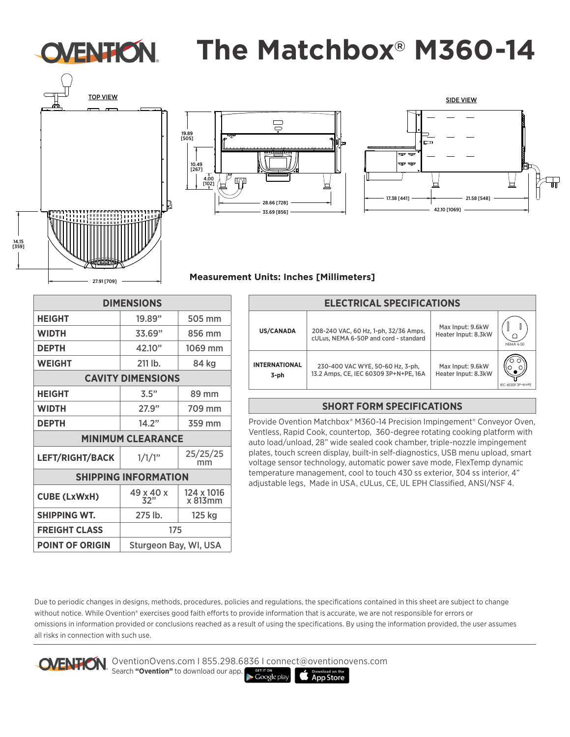# The Matchbox® M360-14

TOP VIEW

SIDE VIEW

19.89 [505]
10.49 [267]
4.00 [102]
28.66 [728]
33.69 [856]
17.38 [441]
21.58 [548]
42.10 [1069]
14.15 [359]
27.91 [709]

**Measurement Units: Inches [Millimeters]**

| DIMENSIONS | | |
|---|---|---|
| **HEIGHT** | 19.89" | 505 mm |
| **WIDTH** | 33.69" | 856 mm |
| **DEPTH** | 42.10" | 1069 mm |
| **WEIGHT** | 211 lb. | 84 kg |
| **CAVITY DIMENSIONS** | | |
| **HEIGHT** | 3.5" | 89 mm |
| **WIDTH** | 27.9" | 709 mm |
| **DEPTH** | 14.2" | 359 mm |
| **MINIMUM CLEARANCE** | | |
| **LEFT/RIGHT/BACK** | 1/1/1" | 25/25/25 mm |
| **SHIPPING INFORMATION** | | |
| **CUBE (LxWxH)** | 49 x 40 x 32" | 124 x 1016 x 813mm |
| **SHIPPING WT.** | 275 lb. | 125 kg |
| **FREIGHT CLASS** | 175 | |
| **POINT OF ORIGIN** | Sturgeon Bay, WI, USA | |

| ELECTRICAL SPECIFICATIONS | | | |
|---|---|---|---|
| **US/CANADA** | 208-240 VAC, 60 Hz, 1-ph, 32/36 Amps, cULus, NEMA 6-50P and cord - standard | Max Input: 9.6kW Heater Input: 8.3kW | NEMA 6-50 |
| **INTERNATIONAL 3-ph** | 230-400 VAC WYE, 50-60 Hz, 3-ph, 13.2 Amps, CE, IEC 60309 3P+N+PE, 16A | Max Input: 9.6kW Heater Input: 8.3kW | IEC 60309 3P+N+PE |

## SHORT FORM SPECIFICATIONS

Provide Ovention Matchbox® M360-14 Precision Impingement® Conveyor Oven, Ventless, Rapid Cook, countertop, 360-degree rotating cooking platform with auto load/unload, 28" wide sealed cook chamber, triple-nozzle impingement plates, touch screen display, built-in self-diagnostics, USB menu upload, smart voltage sensor technology, automatic power save mode, FlexTemp dynamic temperature management, cool to touch 430 ss exterior, 304 ss interior, 4" adjustable legs, Made in USA, cULus, CE, UL EPH Classified, ANSI/NSF 4.

Due to periodic changes in designs, methods, procedures, policies and regulations, the specifications contained in this sheet are subject to change without notice. While Ovention® exercises good faith efforts to provide information that is accurate, we are not responsible for errors or omissions in information provided or conclusions reached as a result of using the specifications. By using the information provided, the user assumes all risks in connection with such use.

OventionOvens.com I 855.298.6836 I connect@oventionovens.com
Search **"Ovention"** to download our app.